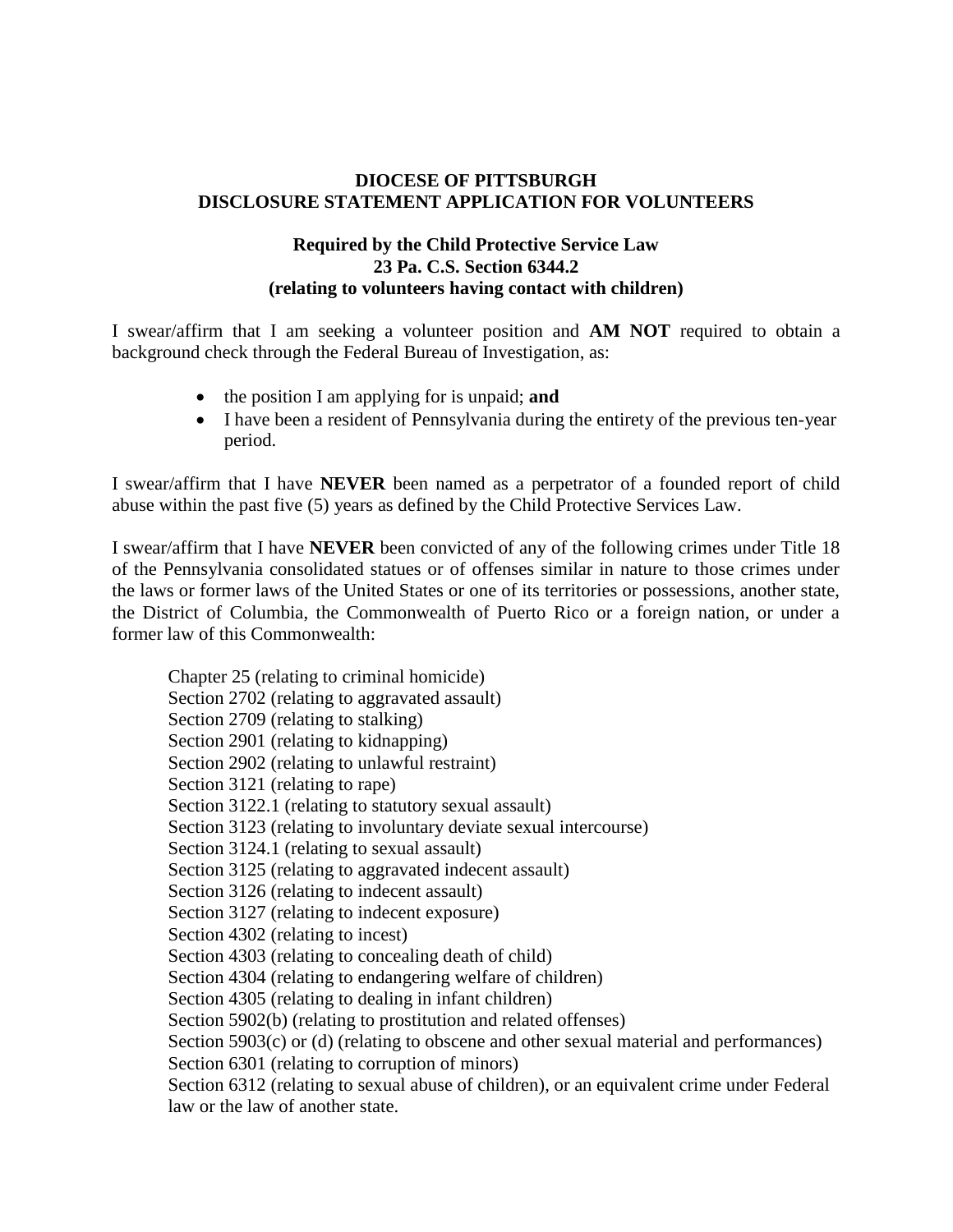# DIOCESE OF PITTSBURGH
# DISCLOSURE STATEMENT APPLICATION FOR VOLUNTEERS

### Required by the Child Protective Service Law
### 23 Pa. C.S. Section 6344.2
### (relating to volunteers having contact with children)

I swear/affirm that I am seeking a volunteer position and **AM NOT** required to obtain a background check through the Federal Bureau of Investigation, as:

- the position I am applying for is unpaid; **and**
- I have been a resident of Pennsylvania during the entirety of the previous ten-year period.

I swear/affirm that I have **NEVER** been named as a perpetrator of a founded report of child abuse within the past five (5) years as defined by the Child Protective Services Law.

I swear/affirm that I have **NEVER** been convicted of any of the following crimes under Title 18 of the Pennsylvania consolidated statues or of offenses similar in nature to those crimes under the laws or former laws of the United States or one of its territories or possessions, another state, the District of Columbia, the Commonwealth of Puerto Rico or a foreign nation, or under a former law of this Commonwealth:

Chapter 25 (relating to criminal homicide)
Section 2702 (relating to aggravated assault)
Section 2709 (relating to stalking)
Section 2901 (relating to kidnapping)
Section 2902 (relating to unlawful restraint)
Section 3121 (relating to rape)
Section 3122.1 (relating to statutory sexual assault)
Section 3123 (relating to involuntary deviate sexual intercourse)
Section 3124.1 (relating to sexual assault)
Section 3125 (relating to aggravated indecent assault)
Section 3126 (relating to indecent assault)
Section 3127 (relating to indecent exposure)
Section 4302 (relating to incest)
Section 4303 (relating to concealing death of child)
Section 4304 (relating to endangering welfare of children)
Section 4305 (relating to dealing in infant children)
Section 5902(b) (relating to prostitution and related offenses)
Section 5903(c) or (d) (relating to obscene and other sexual material and performances)
Section 6301 (relating to corruption of minors)
Section 6312 (relating to sexual abuse of children), or an equivalent crime under Federal law or the law of another state.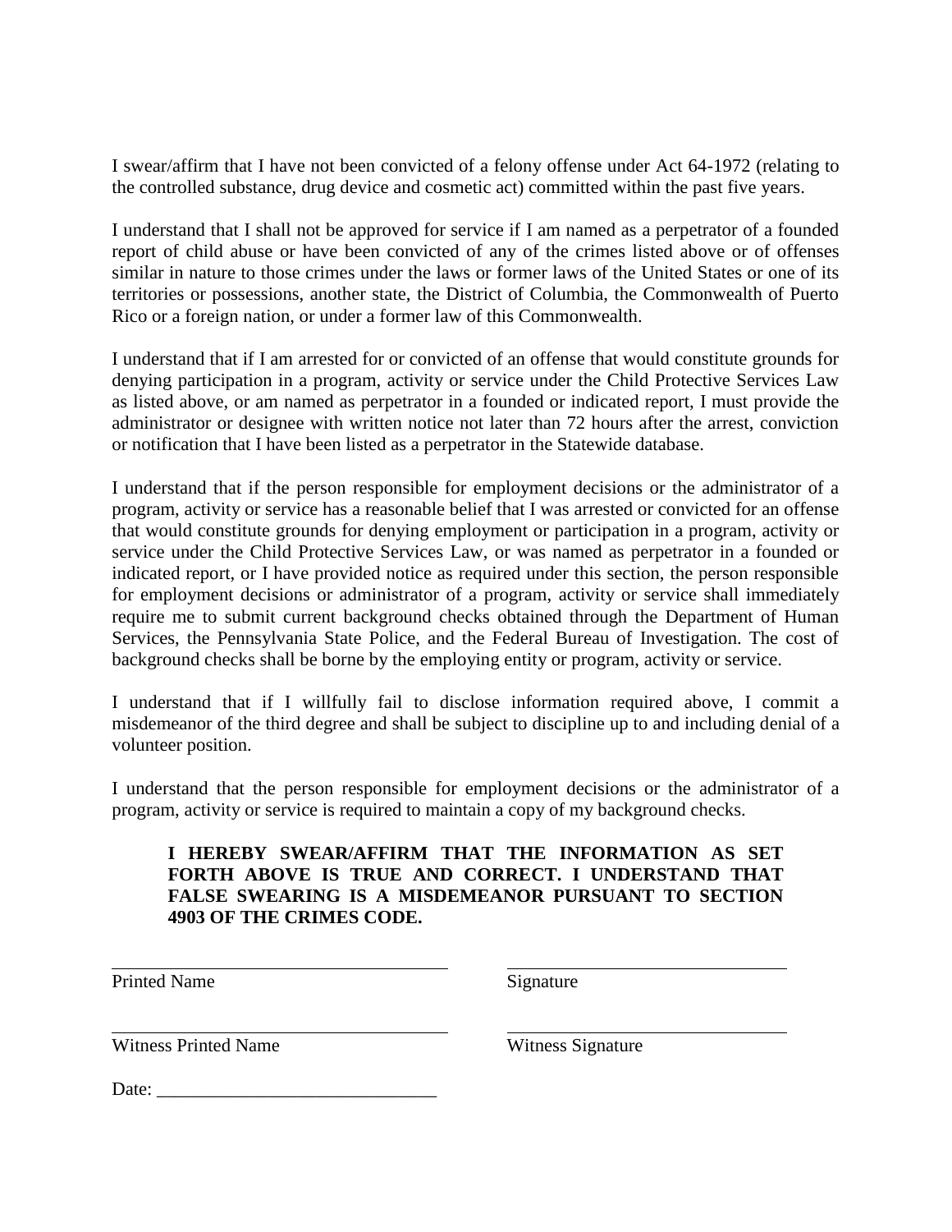I swear/affirm that I have not been convicted of a felony offense under Act 64-1972 (relating to the controlled substance, drug device and cosmetic act) committed within the past five years.

I understand that I shall not be approved for service if I am named as a perpetrator of a founded report of child abuse or have been convicted of any of the crimes listed above or of offenses similar in nature to those crimes under the laws or former laws of the United States or one of its territories or possessions, another state, the District of Columbia, the Commonwealth of Puerto Rico or a foreign nation, or under a former law of this Commonwealth.

I understand that if I am arrested for or convicted of an offense that would constitute grounds for denying participation in a program, activity or service under the Child Protective Services Law as listed above, or am named as perpetrator in a founded or indicated report, I must provide the administrator or designee with written notice not later than 72 hours after the arrest, conviction or notification that I have been listed as a perpetrator in the Statewide database.

I understand that if the person responsible for employment decisions or the administrator of a program, activity or service has a reasonable belief that I was arrested or convicted for an offense that would constitute grounds for denying employment or participation in a program, activity or service under the Child Protective Services Law, or was named as perpetrator in a founded or indicated report, or I have provided notice as required under this section, the person responsible for employment decisions or administrator of a program, activity or service shall immediately require me to submit current background checks obtained through the Department of Human Services, the Pennsylvania State Police, and the Federal Bureau of Investigation. The cost of background checks shall be borne by the employing entity or program, activity or service.

I understand that if I willfully fail to disclose information required above, I commit a misdemeanor of the third degree and shall be subject to discipline up to and including denial of a volunteer position.

I understand that the person responsible for employment decisions or the administrator of a program, activity or service is required to maintain a copy of my background checks.

**I HEREBY SWEAR/AFFIRM THAT THE INFORMATION AS SET FORTH ABOVE IS TRUE AND CORRECT. I UNDERSTAND THAT FALSE SWEARING IS A MISDEMEANOR PURSUANT TO SECTION 4903 OF THE CRIMES CODE.**

______________________________ ______________________________

Printed Name Signature

______________________________ ______________________________

Witness Printed Name Witness Signature

Date: ______________________________